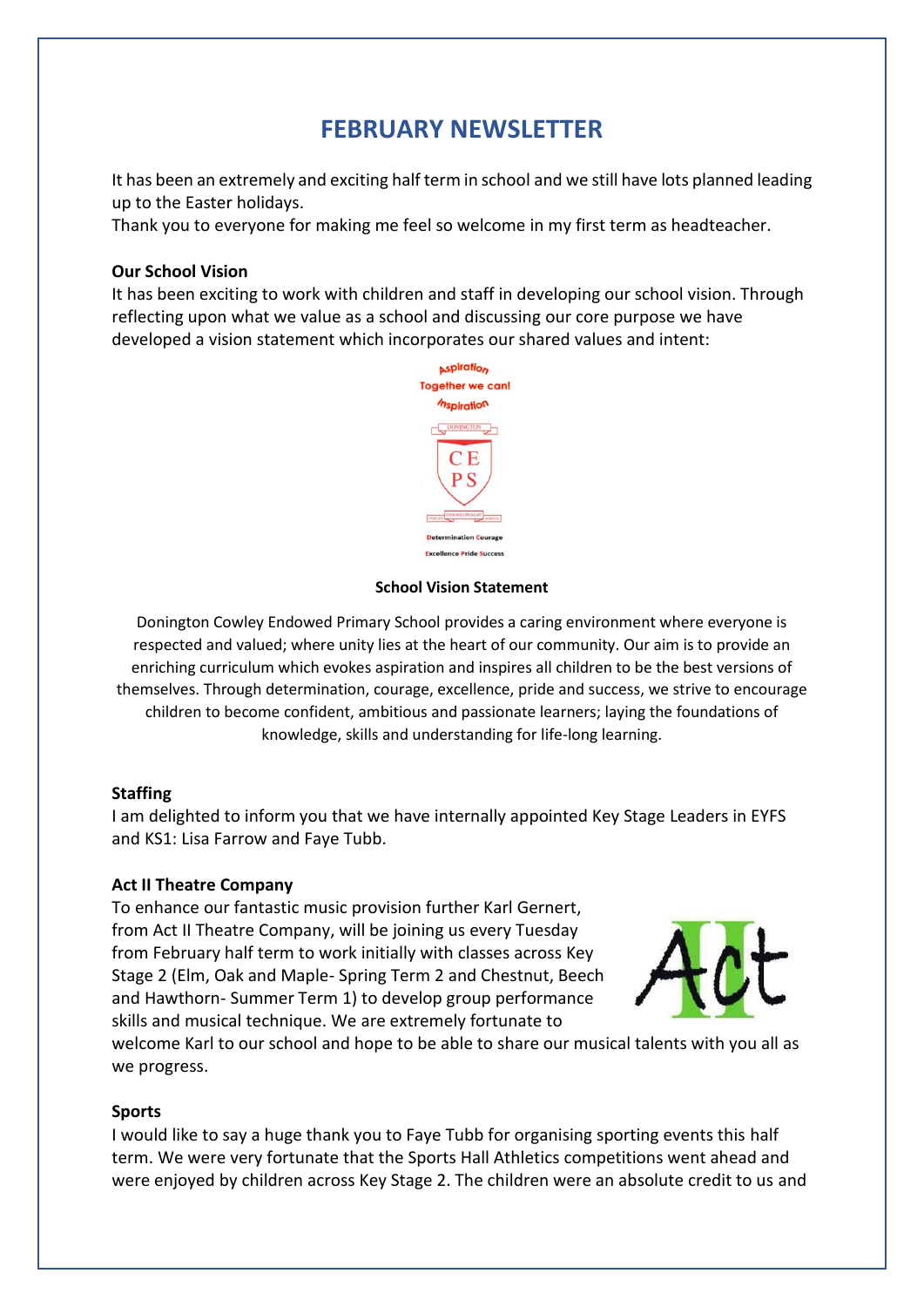# FEBRUARY NEWSLETTER

It has been an extremely and exciting half term in school and we still have lots planned leading up to the Easter holidays.
Thank you to everyone for making me feel so welcome in my first term as headteacher.

**Our School Vision**
It has been exciting to work with children and staff in developing our school vision. Through reflecting upon what we value as a school and discussing our core purpose we have developed a vision statement which incorporates our shared values and intent:

Aspiration
Together we can!
Inspiration

DONINGTON
CE
PS
COWLEY ENDOWED PRIMARY SCHOOL

Determination Courage
Excellence Pride Success

**School Vision Statement**

Donington Cowley Endowed Primary School provides a caring environment where everyone is respected and valued; where unity lies at the heart of our community. Our aim is to provide an enriching curriculum which evokes aspiration and inspires all children to be the best versions of themselves. Through determination, courage, excellence, pride and success, we strive to encourage children to become confident, ambitious and passionate learners; laying the foundations of knowledge, skills and understanding for life-long learning.

**Staffing**
I am delighted to inform you that we have internally appointed Key Stage Leaders in EYFS and KS1: Lisa Farrow and Faye Tubb.

**Act II Theatre Company**
To enhance our fantastic music provision further Karl Gernert, from Act II Theatre Company, will be joining us every Tuesday from February half term to work initially with classes across Key Stage 2 (Elm, Oak and Maple- Spring Term 2 and Chestnut, Beech and Hawthorn- Summer Term 1) to develop group performance skills and musical technique. We are extremely fortunate to welcome Karl to our school and hope to be able to share our musical talents with you all as we progress.

**Sports**
I would like to say a huge thank you to Faye Tubb for organising sporting events this half term. We were very fortunate that the Sports Hall Athletics competitions went ahead and were enjoyed by children across Key Stage 2. The children were an absolute credit to us and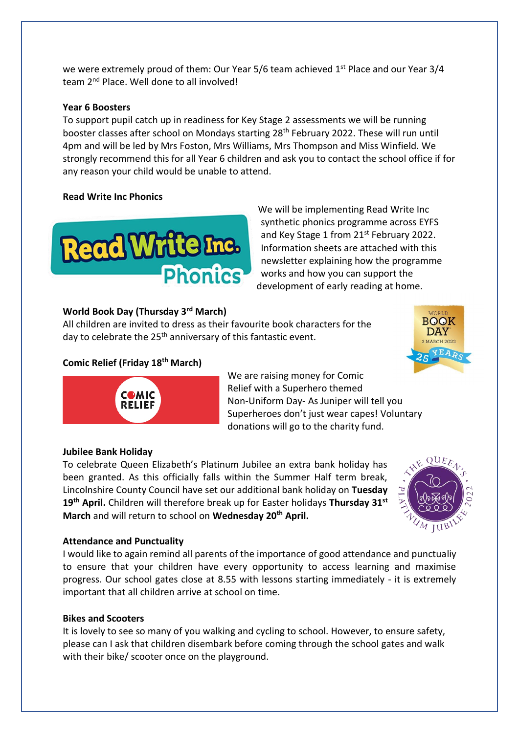we were extremely proud of them: Our Year 5/6 team achieved 1st Place and our Year 3/4 team 2nd Place. Well done to all involved!

**Year 6 Boosters**

To support pupil catch up in readiness for Key Stage 2 assessments we will be running booster classes after school on Mondays starting 28th February 2022. These will run until 4pm and will be led by Mrs Foston, Mrs Williams, Mrs Thompson and Miss Winfield. We strongly recommend this for all Year 6 children and ask you to contact the school office if for any reason your child would be unable to attend.

**Read Write Inc Phonics**

We will be implementing Read Write Inc synthetic phonics programme across EYFS and Key Stage 1 from 21st February 2022. Information sheets are attached with this newsletter explaining how the programme works and how you can support the development of early reading at home.

**World Book Day (Thursday 3rd March)**

All children are invited to dress as their favourite book characters for the day to celebrate the 25th anniversary of this fantastic event.

**Comic Relief (Friday 18th March)**

We are raising money for Comic Relief with a Superhero themed Non-Uniform Day- As Juniper will tell you Superheroes don't just wear capes! Voluntary donations will go to the charity fund.

**Jubilee Bank Holiday**

To celebrate Queen Elizabeth's Platinum Jubilee an extra bank holiday has been granted. As this officially falls within the Summer Half term break, Lincolnshire County Council have set our additional bank holiday on **Tuesday 19th April.** Children will therefore break up for Easter holidays **Thursday 31st March** and will return to school on **Wednesday 20th April.**

**Attendance and Punctuality**

I would like to again remind all parents of the importance of good attendance and punctualiy to ensure that your children have every opportunity to access learning and maximise progress. Our school gates close at 8.55 with lessons starting immediately - it is extremely important that all children arrive at school on time.

**Bikes and Scooters**

It is lovely to see so many of you walking and cycling to school. However, to ensure safety, please can I ask that children disembark before coming through the school gates and walk with their bike/ scooter once on the playground.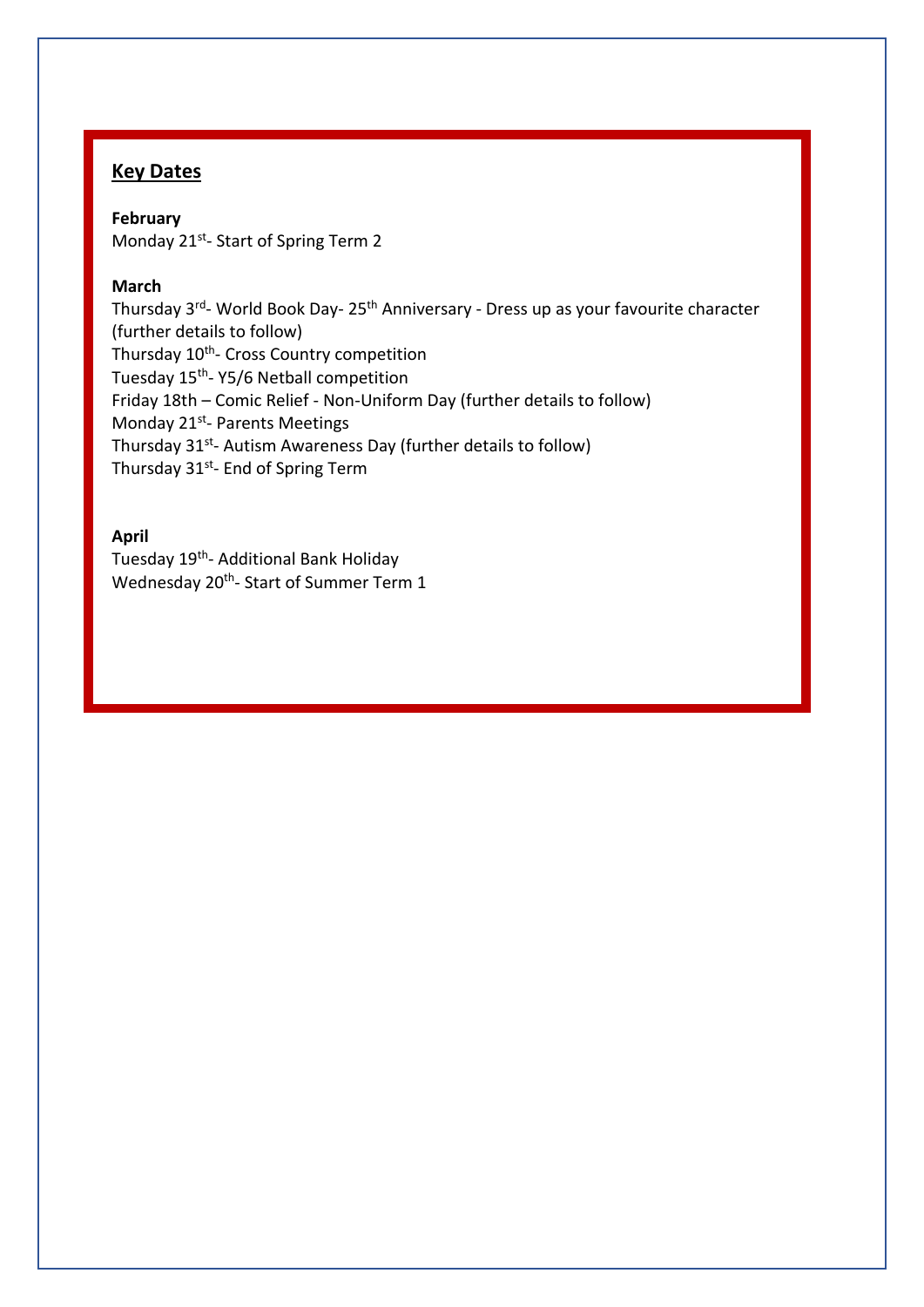## Key Dates

**February**

Monday 21st- Start of Spring Term 2

**March**

Thursday 3rd- World Book Day- 25th Anniversary - Dress up as your favourite character (further details to follow)
Thursday 10th- Cross Country competition
Tuesday 15th- Y5/6 Netball competition
Friday 18th – Comic Relief - Non-Uniform Day (further details to follow)
Monday 21st- Parents Meetings
Thursday 31st- Autism Awareness Day (further details to follow)
Thursday 31st- End of Spring Term

**April**

Tuesday 19th- Additional Bank Holiday
Wednesday 20th- Start of Summer Term 1